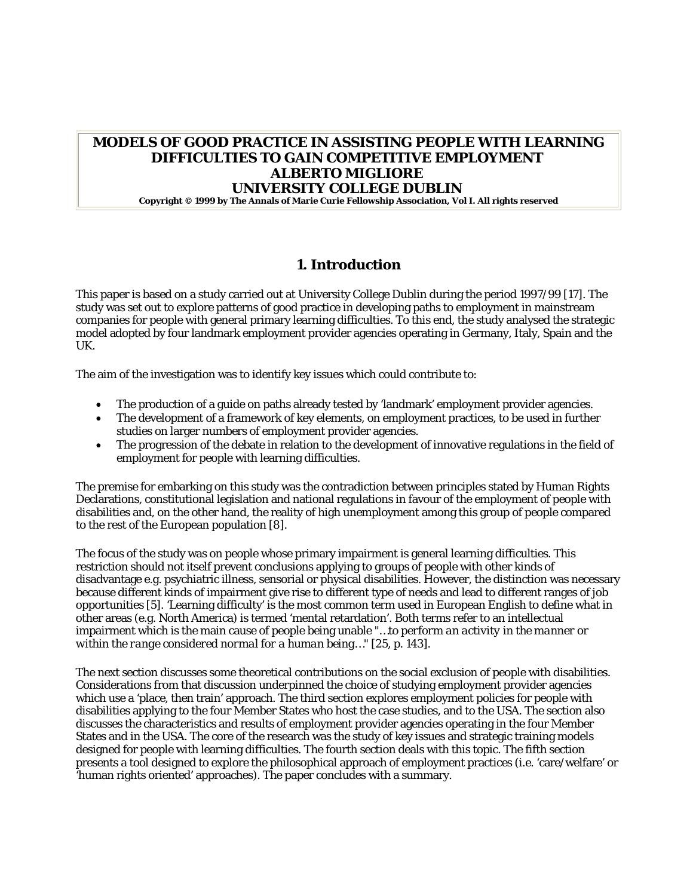# MODELS OF GOOD PRACTICE IN ASSISTING PEOPLE WITH LEARNING DIFFICULTIES TO GAIN COMPETITIVE EMPLOYMENT

**ALBERTO MIGLIORE**

**UNIVERSITY COLLEGE DUBLIN**

**Copyright © 1999 by The Annals of Marie Curie Fellowship Association, Vol I. All rights reserved**

## 1. Introduction

This paper is based on a study carried out at University College Dublin during the period 1997/99 [17]. The study was set out to explore patterns of good practice in developing paths to employment in mainstream companies for people with general primary learning difficulties. To this end, the study analysed the strategic model adopted by four landmark employment provider agencies operating in Germany, Italy, Spain and the UK.

The aim of the investigation was to identify key issues which could contribute to:

- The production of a guide on paths already tested by 'landmark' employment provider agencies.
- The development of a framework of key elements, on employment practices, to be used in further studies on larger numbers of employment provider agencies.
- The progression of the debate in relation to the development of innovative regulations in the field of employment for people with learning difficulties.

The premise for embarking on this study was the contradiction between principles stated by Human Rights Declarations, constitutional legislation and national regulations in favour of the employment of people with disabilities and, on the other hand, the reality of high unemployment among this group of people compared to the rest of the European population [8].

The focus of the study was on people whose primary impairment is general learning difficulties. This restriction should not itself prevent conclusions applying to groups of people with other kinds of disadvantage e.g. psychiatric illness, sensorial or physical disabilities. However, the distinction was necessary because different kinds of impairment give rise to different type of needs and lead to different ranges of job opportunities [5]. 'Learning difficulty' is the most common term used in European English to define what in other areas (e.g. North America) is termed 'mental retardation'. Both terms refer to an intellectual impairment which is the main cause of people being unable "*…to perform an activity in the manner or within the range considered normal for a human being…*" [25, p. 143].

The next section discusses some theoretical contributions on the social exclusion of people with disabilities. Considerations from that discussion underpinned the choice of studying employment provider agencies which use a 'place, then train' approach. The third section explores employment policies for people with disabilities applying to the four Member States who host the case studies, and to the USA. The section also discusses the characteristics and results of employment provider agencies operating in the four Member States and in the USA. The core of the research was the study of key issues and strategic training models designed for people with learning difficulties. The fourth section deals with this topic. The fifth section presents a tool designed to explore the philosophical approach of employment practices (i.e. 'care/welfare' or 'human rights oriented' approaches). The paper concludes with a summary.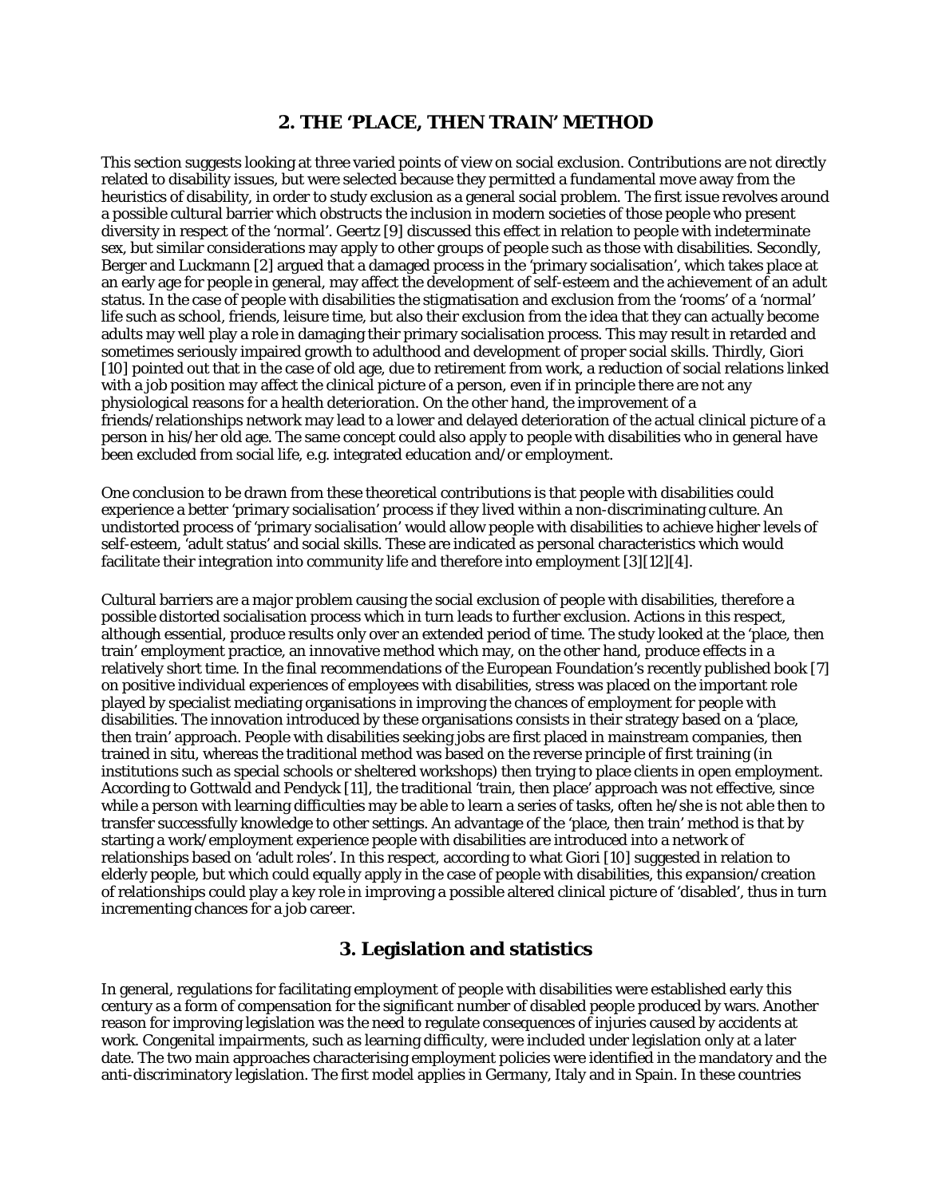## 2. THE 'PLACE, THEN TRAIN' METHOD

This section suggests looking at three varied points of view on social exclusion. Contributions are not directly related to disability issues, but were selected because they permitted a fundamental move away from the heuristics of disability, in order to study exclusion as a general social problem. The first issue revolves around a possible cultural barrier which obstructs the inclusion in modern societies of those people who present diversity in respect of the 'normal'. Geertz [9] discussed this effect in relation to people with indeterminate sex, but similar considerations may apply to other groups of people such as those with disabilities. Secondly, Berger and Luckmann [2] argued that a damaged process in the 'primary socialisation', which takes place at an early age for people in general, may affect the development of self-esteem and the achievement of an adult status. In the case of people with disabilities the stigmatisation and exclusion from the 'rooms' of a 'normal' life such as school, friends, leisure time, but also their exclusion from the idea that they can actually become adults may well play a role in damaging their primary socialisation process. This may result in retarded and sometimes seriously impaired growth to adulthood and development of proper social skills. Thirdly, Giori [10] pointed out that in the case of old age, due to retirement from work, a reduction of social relations linked with a job position may affect the clinical picture of a person, even if in principle there are not any physiological reasons for a health deterioration. On the other hand, the improvement of a friends/relationships network may lead to a lower and delayed deterioration of the actual clinical picture of a person in his/her old age. The same concept could also apply to people with disabilities who in general have been excluded from social life, e.g. integrated education and/or employment.

One conclusion to be drawn from these theoretical contributions is that people with disabilities could experience a better 'primary socialisation' process if they lived within a non-discriminating culture. An undistorted process of 'primary socialisation' would allow people with disabilities to achieve higher levels of self-esteem, 'adult status' and social skills. These are indicated as personal characteristics which would facilitate their integration into community life and therefore into employment [3][12][4].

Cultural barriers are a major problem causing the social exclusion of people with disabilities, therefore a possible distorted socialisation process which in turn leads to further exclusion. Actions in this respect, although essential, produce results only over an extended period of time. The study looked at the 'place, then train' employment practice, an innovative method which may, on the other hand, produce effects in a relatively short time. In the final recommendations of the European Foundation's recently published book [7] on positive individual experiences of employees with disabilities, stress was placed on the important role played by specialist mediating organisations in improving the chances of employment for people with disabilities. The innovation introduced by these organisations consists in their strategy based on a 'place, then train' approach. People with disabilities seeking jobs are first placed in mainstream companies, then trained in situ, whereas the traditional method was based on the reverse principle of first training (in institutions such as special schools or sheltered workshops) then trying to place clients in open employment. According to Gottwald and Pendyck [11], the traditional 'train, then place' approach was not effective, since while a person with learning difficulties may be able to learn a series of tasks, often he/she is not able then to transfer successfully knowledge to other settings. An advantage of the 'place, then train' method is that by starting a work/employment experience people with disabilities are introduced into a network of relationships based on 'adult roles'. In this respect, according to what Giori [10] suggested in relation to elderly people, but which could equally apply in the case of people with disabilities, this expansion/creation of relationships could play a key role in improving a possible altered clinical picture of 'disabled', thus in turn incrementing chances for a job career.

## 3. Legislation and statistics

In general, regulations for facilitating employment of people with disabilities were established early this century as a form of compensation for the significant number of disabled people produced by wars. Another reason for improving legislation was the need to regulate consequences of injuries caused by accidents at work. Congenital impairments, such as learning difficulty, were included under legislation only at a later date. The two main approaches characterising employment policies were identified in the mandatory and the anti-discriminatory legislation. The first model applies in Germany, Italy and in Spain. In these countries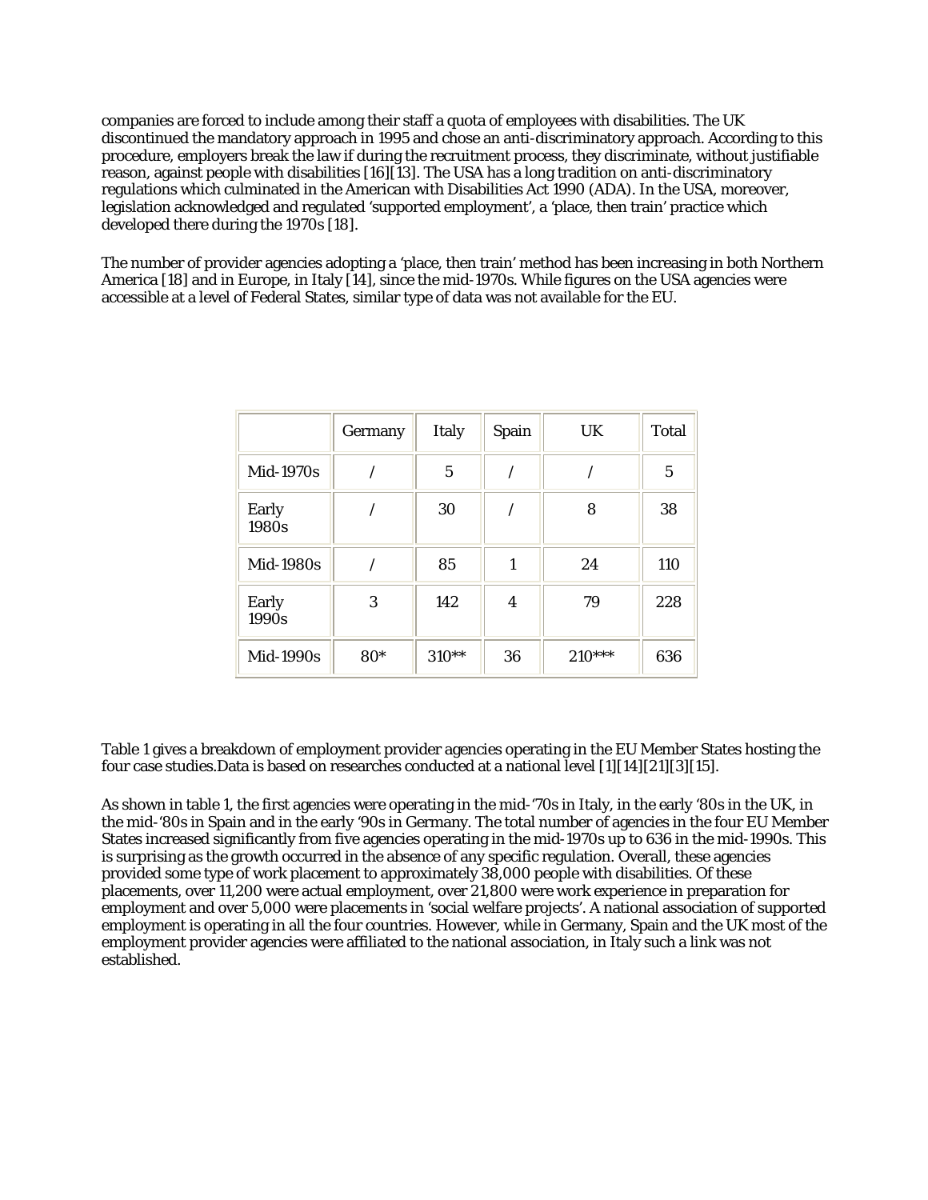companies are forced to include among their staff a quota of employees with disabilities. The UK discontinued the mandatory approach in 1995 and chose an anti-discriminatory approach. According to this procedure, employers break the law if during the recruitment process, they discriminate, without justifiable reason, against people with disabilities [16][13]. The USA has a long tradition on anti-discriminatory regulations which culminated in the American with Disabilities Act 1990 (ADA). In the USA, moreover, legislation acknowledged and regulated 'supported employment', a 'place, then train' practice which developed there during the 1970s [18].

The number of provider agencies adopting a 'place, then train' method has been increasing in both Northern America [18] and in Europe, in Italy [14], since the mid-1970s. While figures on the USA agencies were accessible at a level of Federal States, similar type of data was not available for the EU.

| | Germany | Italy | Spain | UK | Total |
|---|---|---|---|---|---|
| Mid-1970s | / | 5 | / | / | 5 |
| Early 1980s | / | 30 | / | 8 | 38 |
| Mid-1980s | / | 85 | 1 | 24 | 110 |
| Early 1990s | 3 | 142 | 4 | 79 | 228 |
| Mid-1990s | 80* | 310** | 36 | 210*** | 636 |

Table 1 gives a breakdown of employment provider agencies operating in the EU Member States hosting the four case studies.Data is based on researches conducted at a national level [1][14][21][3][15].

As shown in table 1, the first agencies were operating in the mid-'70s in Italy, in the early '80s in the UK, in the mid-'80s in Spain and in the early '90s in Germany. The total number of agencies in the four EU Member States increased significantly from five agencies operating in the mid-1970s up to 636 in the mid-1990s. This is surprising as the growth occurred in the absence of any specific regulation. Overall, these agencies provided some type of work placement to approximately 38,000 people with disabilities. Of these placements, over 11,200 were actual employment, over 21,800 were work experience in preparation for employment and over 5,000 were placements in 'social welfare projects'. A national association of supported employment is operating in all the four countries. However, while in Germany, Spain and the UK most of the employment provider agencies were affiliated to the national association, in Italy such a link was not established.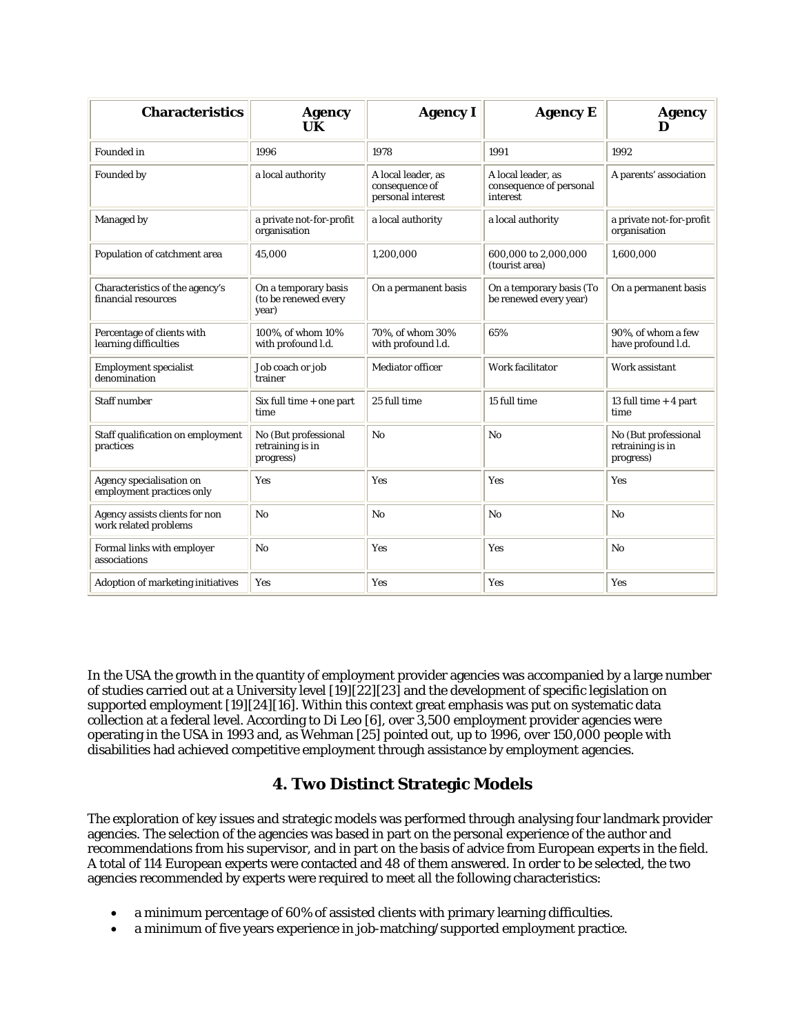| Characteristics | Agency UK | Agency I | Agency E | Agency D |
|---|---|---|---|---|
| Founded in | 1996 | 1978 | 1991 | 1992 |
| Founded by | a local authority | A local leader, as consequence of personal interest | A local leader, as consequence of personal interest | A parents' association |
| Managed by | a private not-for-profit organisation | a local authority | a local authority | a private not-for-profit organisation |
| Population of catchment area | 45,000 | 1,200,000 | 600,000 to 2,000,000 (tourist area) | 1,600,000 |
| Characteristics of the agency's financial resources | On a temporary basis (to be renewed every year) | On a permanent basis | On a temporary basis (To be renewed every year) | On a permanent basis |
| Percentage of clients with learning difficulties | 100%, of whom 10% with profound l.d. | 70%, of whom 30% with profound l.d. | 65% | 90%, of whom a few have profound l.d. |
| Employment specialist denomination | Job coach or job trainer | Mediator officer | Work facilitator | Work assistant |
| Staff number | Six full time + one part time | 25 full time | 15 full time | 13 full time + 4 part time |
| Staff qualification on employment practices | No (But professional retraining is in progress) | No | No | No (But professional retraining is in progress) |
| Agency specialisation on employment practices only | Yes | Yes | Yes | Yes |
| Agency assists clients for non work related problems | No | No | No | No |
| Formal links with employer associations | No | Yes | Yes | No |
| Adoption of marketing initiatives | Yes | Yes | Yes | Yes |

In the USA the growth in the quantity of employment provider agencies was accompanied by a large number of studies carried out at a University level [19][22][23] and the development of specific legislation on supported employment [19][24][16]. Within this context great emphasis was put on systematic data collection at a federal level. According to Di Leo [6], over 3,500 employment provider agencies were operating in the USA in 1993 and, as Wehman [25] pointed out, up to 1996, over 150,000 people with disabilities had achieved competitive employment through assistance by employment agencies.

## 4. Two Distinct Strategic Models

The exploration of key issues and strategic models was performed through analysing four landmark provider agencies. The selection of the agencies was based in part on the personal experience of the author and recommendations from his supervisor, and in part on the basis of advice from European experts in the field. A total of 114 European experts were contacted and 48 of them answered. In order to be selected, the two agencies recommended by experts were required to meet all the following characteristics:

- a minimum percentage of 60% of assisted clients with primary learning difficulties.
- a minimum of five years experience in job-matching/supported employment practice.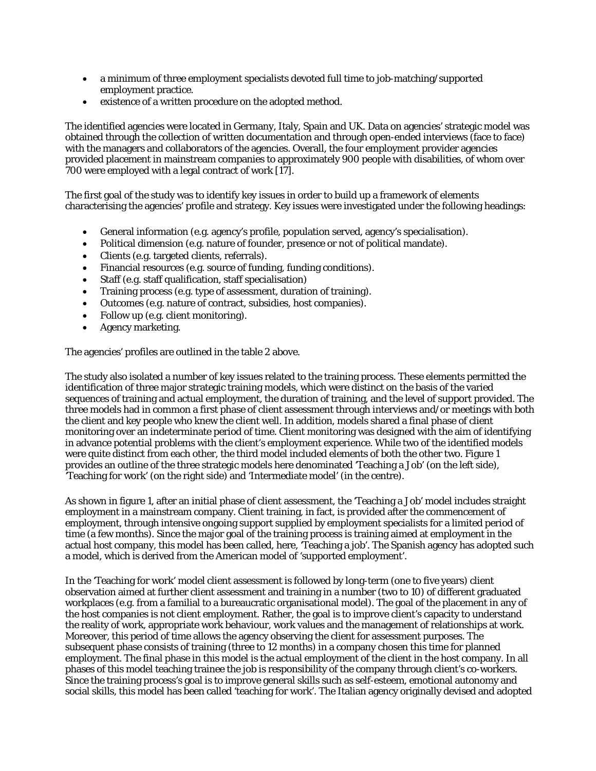- a minimum of three employment specialists devoted full time to job-matching/supported employment practice.
- existence of a written procedure on the adopted method.

The identified agencies were located in Germany, Italy, Spain and UK. Data on agencies' strategic model was obtained through the collection of written documentation and through open-ended interviews (face to face) with the managers and collaborators of the agencies. Overall, the four employment provider agencies provided placement in mainstream companies to approximately 900 people with disabilities, of whom over 700 were employed with a legal contract of work [17].

The first goal of the study was to identify key issues in order to build up a framework of elements characterising the agencies' profile and strategy. Key issues were investigated under the following headings:

- General information (e.g. agency's profile, population served, agency's specialisation).
- Political dimension (e.g. nature of founder, presence or not of political mandate).
- Clients (e.g. targeted clients, referrals).
- Financial resources (e.g. source of funding, funding conditions).
- Staff (e.g. staff qualification, staff specialisation)
- Training process (e.g. type of assessment, duration of training).
- Outcomes (e.g. nature of contract, subsidies, host companies).
- Follow up (e.g. client monitoring).
- Agency marketing.

The agencies' profiles are outlined in the table 2 above.

The study also isolated a number of key issues related to the training process. These elements permitted the identification of three major strategic training models, which were distinct on the basis of the varied sequences of training and actual employment, the duration of training, and the level of support provided. The three models had in common a first phase of client assessment through interviews and/or meetings with both the client and key people who knew the client well. In addition, models shared a final phase of client monitoring over an indeterminate period of time. Client monitoring was designed with the aim of identifying in advance potential problems with the client's employment experience. While two of the identified models were quite distinct from each other, the third model included elements of both the other two. Figure 1 provides an outline of the three strategic models here denominated 'Teaching a Job' (on the left side), 'Teaching for work' (on the right side) and 'Intermediate model' (in the centre).

As shown in figure 1, after an initial phase of client assessment, the 'Teaching a Job' model includes straight employment in a mainstream company. Client training, in fact, is provided after the commencement of employment, through intensive ongoing support supplied by employment specialists for a limited period of time (a few months). Since the major goal of the training process is training aimed at employment in the actual host company, this model has been called, here, 'Teaching a job'. The Spanish agency has adopted such a model, which is derived from the American model of 'supported employment'.

In the 'Teaching for work' model client assessment is followed by long-term (one to five years) client observation aimed at further client assessment and training in a number (two to 10) of different graduated workplaces (e.g. from a familial to a bureaucratic organisational model). The goal of the placement in any of the host companies is not client employment. Rather, the goal is to improve client's capacity to understand the reality of work, appropriate work behaviour, work values and the management of relationships at work. Moreover, this period of time allows the agency observing the client for assessment purposes. The subsequent phase consists of training (three to 12 months) in a company chosen this time for planned employment. The final phase in this model is the actual employment of the client in the host company. In all phases of this model teaching trainee the job is responsibility of the company through client's co-workers. Since the training process's goal is to improve general skills such as self-esteem, emotional autonomy and social skills, this model has been called 'teaching for work'. The Italian agency originally devised and adopted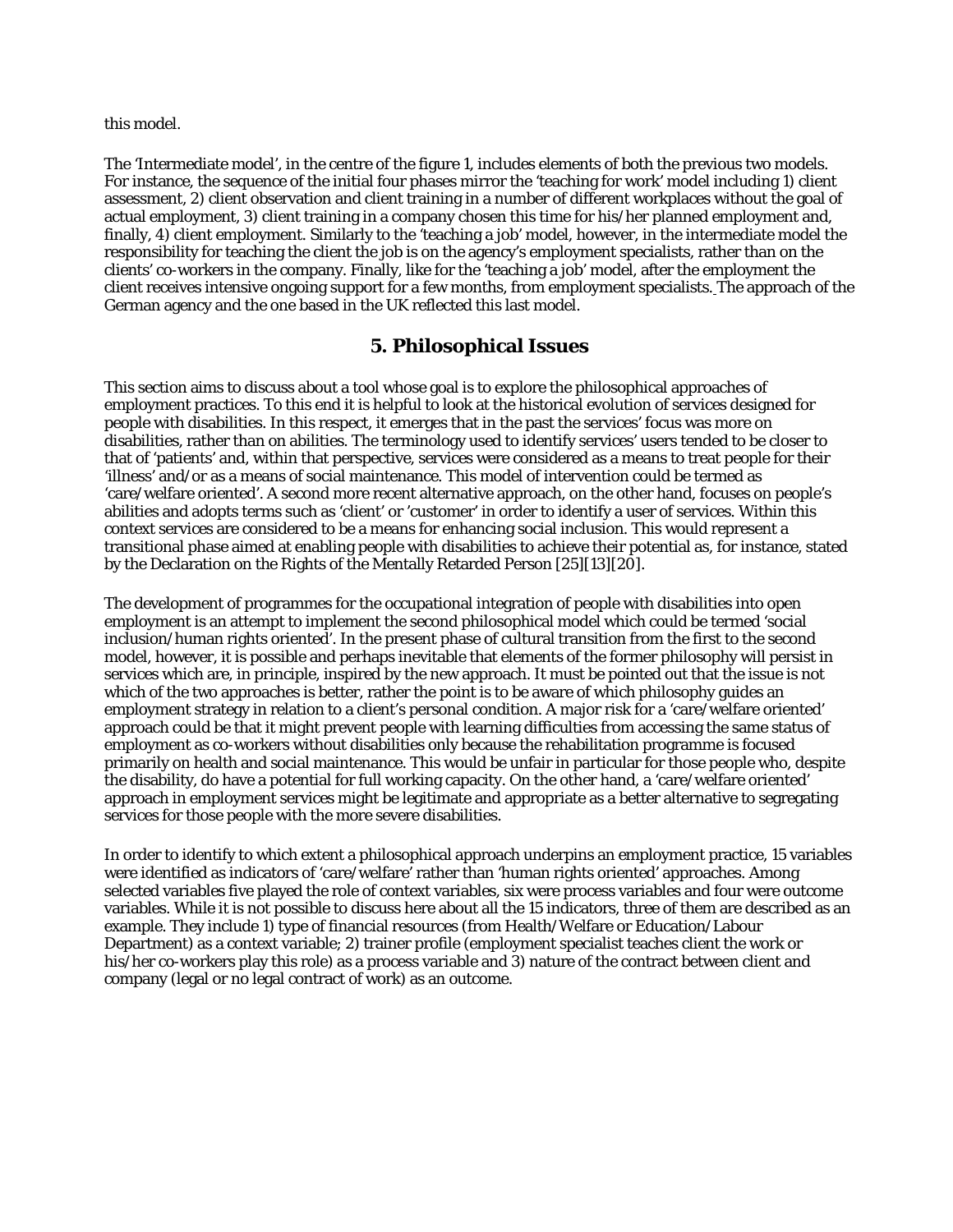this model.

The 'Intermediate model', in the centre of the figure 1, includes elements of both the previous two models. For instance, the sequence of the initial four phases mirror the 'teaching for work' model including 1) client assessment, 2) client observation and client training in a number of different workplaces without the goal of actual employment, 3) client training in a company chosen this time for his/her planned employment and, finally, 4) client employment. Similarly to the 'teaching a job' model, however, in the intermediate model the responsibility for teaching the client the job is on the agency's employment specialists, rather than on the clients' co-workers in the company. Finally, like for the 'teaching a job' model, after the employment the client receives intensive ongoing support for a few months, from employment specialists. The approach of the German agency and the one based in the UK reflected this last model.

## 5. Philosophical Issues

This section aims to discuss about a tool whose goal is to explore the philosophical approaches of employment practices. To this end it is helpful to look at the historical evolution of services designed for people with disabilities. In this respect, it emerges that in the past the services' focus was more on disabilities, rather than on abilities. The terminology used to identify services' users tended to be closer to that of 'patients' and, within that perspective, services were considered as a means to treat people for their 'illness' and/or as a means of social maintenance. This model of intervention could be termed as 'care/welfare oriented'. A second more recent alternative approach, on the other hand, focuses on people's abilities and adopts terms such as 'client' or 'customer' in order to identify a user of services. Within this context services are considered to be a means for enhancing social inclusion. This would represent a transitional phase aimed at enabling people with disabilities to achieve their potential as, for instance, stated by the Declaration on the Rights of the Mentally Retarded Person [25][13][20].

The development of programmes for the occupational integration of people with disabilities into open employment is an attempt to implement the second philosophical model which could be termed 'social inclusion/human rights oriented'. In the present phase of cultural transition from the first to the second model, however, it is possible and perhaps inevitable that elements of the former philosophy will persist in services which are, in principle, inspired by the new approach. It must be pointed out that the issue is not which of the two approaches is better, rather the point is to be aware of which philosophy guides an employment strategy in relation to a client's personal condition. A major risk for a 'care/welfare oriented' approach could be that it might prevent people with learning difficulties from accessing the same status of employment as co-workers without disabilities only because the rehabilitation programme is focused primarily on health and social maintenance. This would be unfair in particular for those people who, despite the disability, do have a potential for full working capacity. On the other hand, a 'care/welfare oriented' approach in employment services might be legitimate and appropriate as a better alternative to segregating services for those people with the more severe disabilities.

In order to identify to which extent a philosophical approach underpins an employment practice, 15 variables were identified as indicators of 'care/welfare' rather than 'human rights oriented' approaches. Among selected variables five played the role of context variables, six were process variables and four were outcome variables. While it is not possible to discuss here about all the 15 indicators, three of them are described as an example. They include 1) type of financial resources (from Health/Welfare or Education/Labour Department) as a context variable; 2) trainer profile (employment specialist teaches client the work or his/her co-workers play this role) as a process variable and 3) nature of the contract between client and company (legal or no legal contract of work) as an outcome.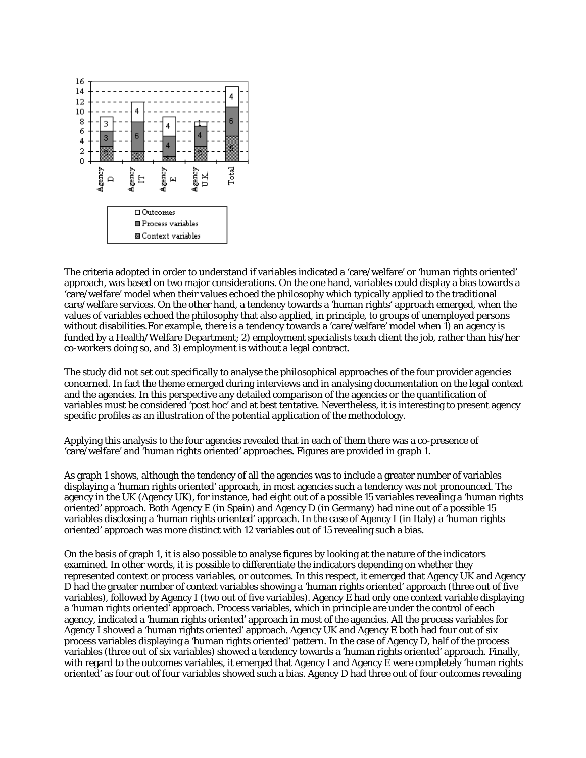The criteria adopted in order to understand if variables indicated a 'care/welfare' or 'human rights oriented' approach, was based on two major considerations. On the one hand, variables could display a bias towards a 'care/welfare' model when their values echoed the philosophy which typically applied to the traditional care/welfare services. On the other hand, a tendency towards a 'human rights' approach emerged, when the values of variables echoed the philosophy that also applied, in principle, to groups of unemployed persons without disabilities.For example, there is a tendency towards a 'care/welfare' model when 1) an agency is funded by a Health/Welfare Department; 2) employment specialists teach client the job, rather than his/her co-workers doing so, and 3) employment is without a legal contract.

The study did not set out specifically to analyse the philosophical approaches of the four provider agencies concerned. In fact the theme emerged during interviews and in analysing documentation on the legal context and the agencies. In this perspective any detailed comparison of the agencies or the quantification of variables must be considered 'post hoc' and at best tentative. Nevertheless, it is interesting to present agency specific profiles as an illustration of the potential application of the methodology.

Applying this analysis to the four agencies revealed that in each of them there was a co-presence of 'care/welfare' and 'human rights oriented' approaches. Figures are provided in graph 1.

As graph 1 shows, although the tendency of all the agencies was to include a greater number of variables displaying a 'human rights oriented' approach, in most agencies such a tendency was not pronounced. The agency in the UK (Agency UK), for instance, had eight out of a possible 15 variables revealing a 'human rights oriented' approach. Both Agency E (in Spain) and Agency D (in Germany) had nine out of a possible 15 variables disclosing a 'human rights oriented' approach. In the case of Agency I (in Italy) a 'human rights oriented' approach was more distinct with 12 variables out of 15 revealing such a bias.

On the basis of graph 1, it is also possible to analyse figures by looking at the nature of the indicators examined. In other words, it is possible to differentiate the indicators depending on whether they represented context or process variables, or outcomes. In this respect, it emerged that Agency UK and Agency D had the greater number of context variables showing a 'human rights oriented' approach (three out of five variables), followed by Agency I (two out of five variables). Agency E had only one context variable displaying a 'human rights oriented' approach. Process variables, which in principle are under the control of each agency, indicated a 'human rights oriented' approach in most of the agencies. All the process variables for Agency I showed a 'human rights oriented' approach. Agency UK and Agency E both had four out of six process variables displaying a 'human rights oriented' pattern. In the case of Agency D, half of the process variables (three out of six variables) showed a tendency towards a 'human rights oriented' approach. Finally, with regard to the outcomes variables, it emerged that Agency I and Agency E were completely 'human rights oriented' as four out of four variables showed such a bias. Agency D had three out of four outcomes revealing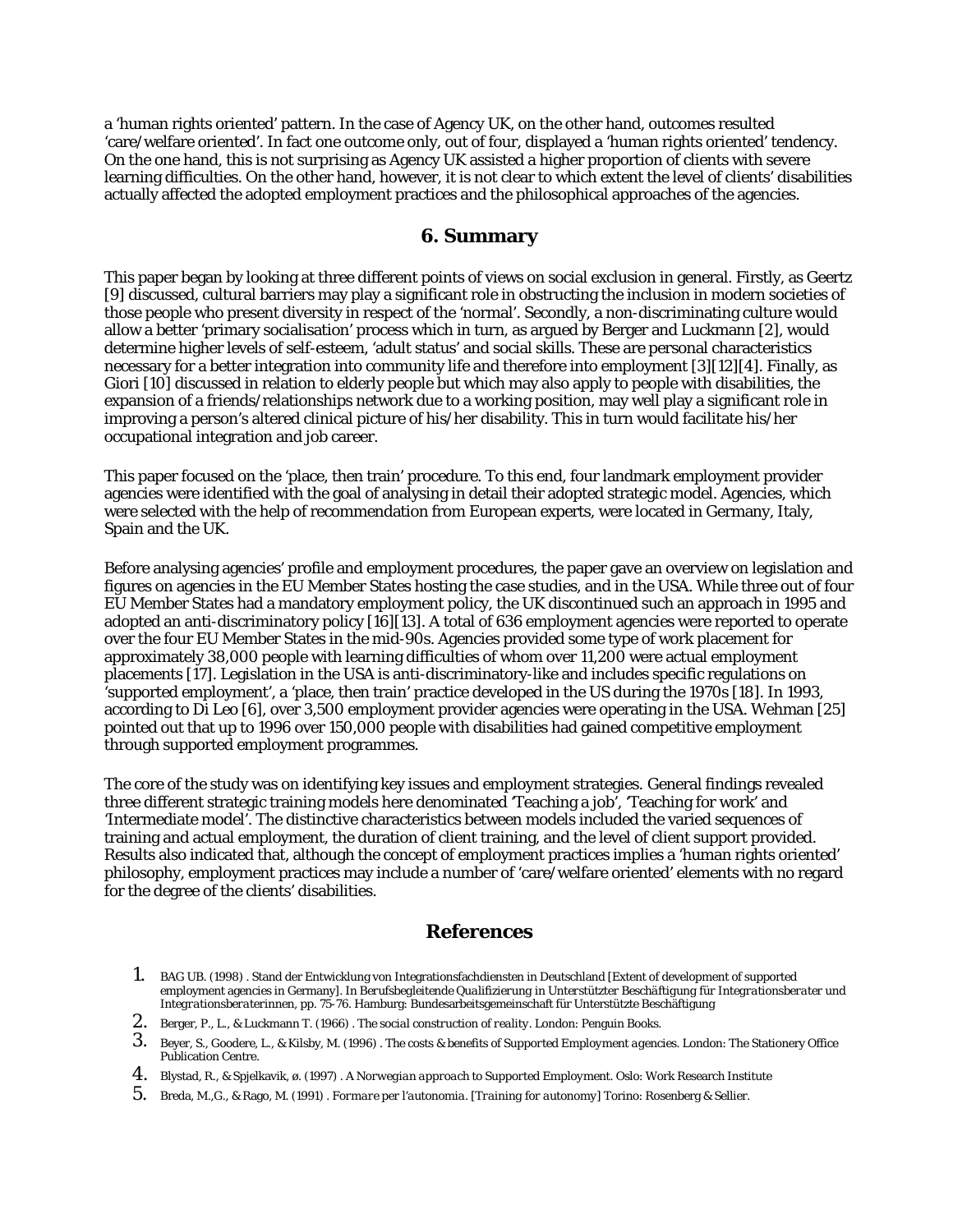a 'human rights oriented' pattern. In the case of Agency UK, on the other hand, outcomes resulted 'care/welfare oriented'. In fact one outcome only, out of four, displayed a 'human rights oriented' tendency. On the one hand, this is not surprising as Agency UK assisted a higher proportion of clients with severe learning difficulties. On the other hand, however, it is not clear to which extent the level of clients' disabilities actually affected the adopted employment practices and the philosophical approaches of the agencies.

## 6. Summary

This paper began by looking at three different points of views on social exclusion in general. Firstly, as Geertz [9] discussed, cultural barriers may play a significant role in obstructing the inclusion in modern societies of those people who present diversity in respect of the 'normal'. Secondly, a non-discriminating culture would allow a better 'primary socialisation' process which in turn, as argued by Berger and Luckmann [2], would determine higher levels of self-esteem, 'adult status' and social skills. These are personal characteristics necessary for a better integration into community life and therefore into employment [3][12][4]. Finally, as Giori [10] discussed in relation to elderly people but which may also apply to people with disabilities, the expansion of a friends/relationships network due to a working position, may well play a significant role in improving a person's altered clinical picture of his/her disability. This in turn would facilitate his/her occupational integration and job career.

This paper focused on the 'place, then train' procedure. To this end, four landmark employment provider agencies were identified with the goal of analysing in detail their adopted strategic model. Agencies, which were selected with the help of recommendation from European experts, were located in Germany, Italy, Spain and the UK.

Before analysing agencies' profile and employment procedures, the paper gave an overview on legislation and figures on agencies in the EU Member States hosting the case studies, and in the USA. While three out of four EU Member States had a mandatory employment policy, the UK discontinued such an approach in 1995 and adopted an anti-discriminatory policy [16][13]. A total of 636 employment agencies were reported to operate over the four EU Member States in the mid-90s. Agencies provided some type of work placement for approximately 38,000 people with learning difficulties of whom over 11,200 were actual employment placements [17]. Legislation in the USA is anti-discriminatory-like and includes specific regulations on 'supported employment', a 'place, then train' practice developed in the US during the 1970s [18]. In 1993, according to Di Leo [6], over 3,500 employment provider agencies were operating in the USA. Wehman [25] pointed out that up to 1996 over 150,000 people with disabilities had gained competitive employment through supported employment programmes.

The core of the study was on identifying key issues and employment strategies. General findings revealed three different strategic training models here denominated 'Teaching a job', 'Teaching for work' and 'Intermediate model'. The distinctive characteristics between models included the varied sequences of training and actual employment, the duration of client training, and the level of client support provided. Results also indicated that, although the concept of employment practices implies a 'human rights oriented' philosophy, employment practices may include a number of 'care/welfare oriented' elements with no regard for the degree of the clients' disabilities.

## References

1. BAG UB. (1998) . Stand der Entwicklung von Integrationsfachdiensten in Deutschland [Extent of development of supported employment agencies in Germany]. In *Berufsbegleitende Qualifizierung in Unterstützter Beschäftigung für Integrationsberater und Integrationsberaterinnen*, pp. 75-76. Hamburg: Bundesarbeitsgemeinschaft für Unterstützte Beschäftigung
2. Berger, P., L., & Luckmann T. (1966) . *The social construction of reality*. London: Penguin Books.
3. Beyer, S., Goodere, L., & Kilsby, M. (1996) . *The costs & benefits of Supported Employment agencies*. London: The Stationery Office Publication Centre.
4. Blystad, R., & Spjelkavik, ø. (1997) . *A Norwegian approach to Supported Employment*. Oslo: Work Research Institute
5. Breda, M.,G., & Rago, M. (1991) . *Formare per l'autonomia. [Training for autonomy]* Torino: Rosenberg & Sellier.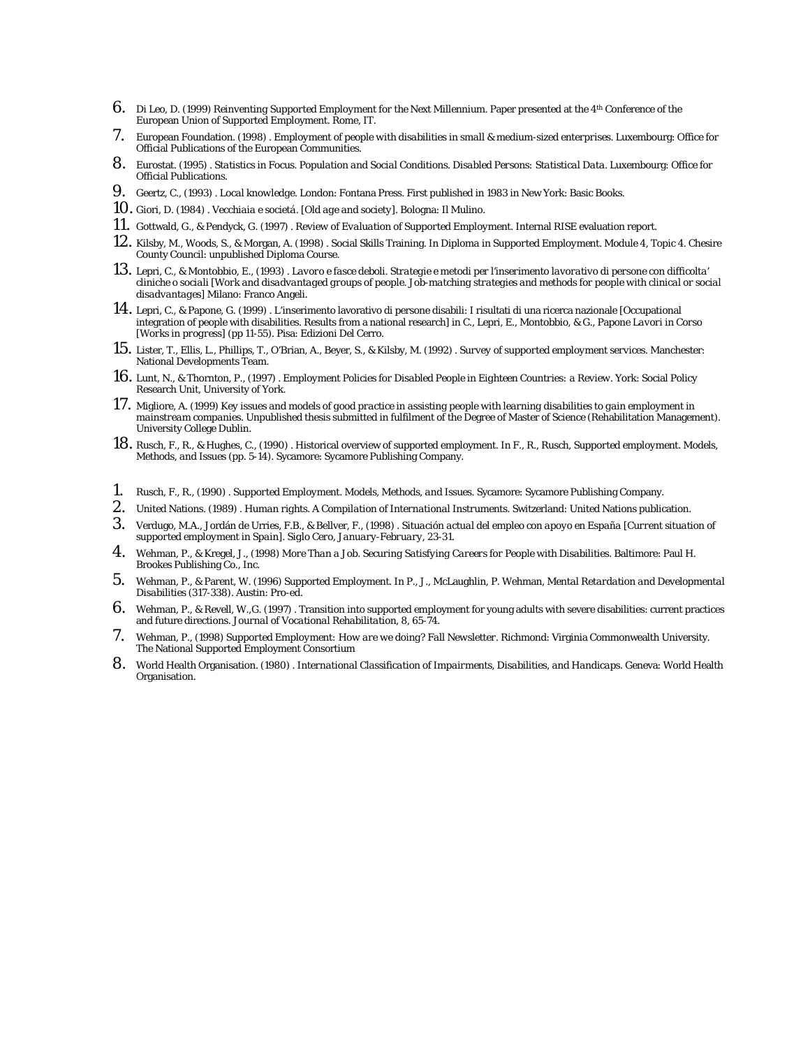6. Di Leo, D. (1999) Reinventing Supported Employment for the Next Millennium. Paper presented at the 4th Conference of the European Union of Supported Employment. Rome, IT.

7. European Foundation. (1998) . *Employment of people with disabilities in small & medium-sized enterprises*. Luxembourg: Office for Official Publications of the European Communities.

8. Eurostat. (1995) . *Statistics in Focus. Population and Social Conditions. Disabled Persons: Statistical Data*. Luxembourg: Office for Official Publications.

9. Geertz, C., (1993) . *Local knowledge*. London: Fontana Press. First published in 1983 in New York: Basic Books.

10. Giori, D. (1984) . *Vecchiaia e societá. [Old age and society]*. Bologna: Il Mulino.

11. Gottwald, G., & Pendyck, G. (1997) . *Review of Evaluation of Supported Employment*. Internal RISE evaluation report.

12. Kilsby, M., Woods, S., & Morgan, A. (1998) . Social Skills Training. In Diploma in Supported Employment. Module 4, Topic 4. Chesire County Council: unpublished Diploma Course.

13. Lepri, C., & Montobbio, E., (1993) . *Lavoro e fasce deboli. Strategie e metodi per l'inserimento lavorativo di persone con difficolta' cliniche o sociali [Work and disadvantaged groups of people. Job-matching strategies and methods for people with clinical or social disadvantages]* Milano: Franco Angeli.

14. Lepri, C., & Papone, G. (1999) . L'inserimento lavorativo di persone disabili: I risultati di una ricerca nazionale [Occupational integration of people with disabilities. Results from a national research] in C., Lepri, E., Montobbio, & G., Papone *Lavori in Corso [Works in progress]* (pp 11-55). Pisa: Edizioni Del Cerro.

15. Lister, T., Ellis, L., Phillips, T., O'Brian, A., Beyer, S., & Kilsby, M. (1992) . *Survey of supported employment services*. Manchester: National Developments Team.

16. Lunt, N., & Thornton, P., (1997) . *Employment Policies for Disabled People in Eighteen Countries: a Review*. York: Social Policy Research Unit, University of York.

17. Migliore, A. (1999) *Key issues and models of good practice in assisting people with learning disabilities to gain employment in mainstream companies*. Unpublished thesis submitted in fulfilment of the Degree of Master of Science (Rehabilitation Management). University College Dublin.

18. Rusch, F., R., & Hughes, C., (1990) . Historical overview of supported employment. In F., R., Rusch, Supported employment. Models, Methods, and Issues (pp. 5-14). Sycamore: Sycamore Publishing Company.

1. Rusch, F., R., (1990) . *Supported Employment. Models, Methods, and Issues*. Sycamore: Sycamore Publishing Company.

2. United Nations. (1989) . *Human rights. A Compilation of International Instruments*. Switzerland: United Nations publication.

3. Verdugo, M.A., Jordán de Urries, F.B., & Bellver, F., (1998) . Situación actual del empleo con apoyo en España *[Current situation of supported employment in Spain]*. *Siglo Cero, January-February*, 23-31.

4. Wehman, P., & Kregel, J., (1998) *More Than a Job. Securing Satisfying Careers for People with Disabilities*. Baltimore: Paul H. Brookes Publishing Co., Inc.

5. Wehman, P., & Parent, W. (1996) Supported Employment. In P., J., McLaughlin, P. Wehman, *Mental Retardation and Developmental Disabilities* (317-338). Austin: Pro-ed.

6. Wehman, P., & Revell, W.,G. (1997) . Transition into supported employment for young adults with severe disabilities: current practices and future directions. *Journal of Vocational Rehabilitation, 8*, 65-74.

7. Wehman, P., (1998) *Supported Employment: How are we doing? Fall Newsletter*. Richmond: Virginia Commonwealth University. The National Supported Employment Consortium

8. World Health Organisation. (1980) . *International Classification of Impairments, Disabilities, and Handicaps*. Geneva: World Health Organisation.